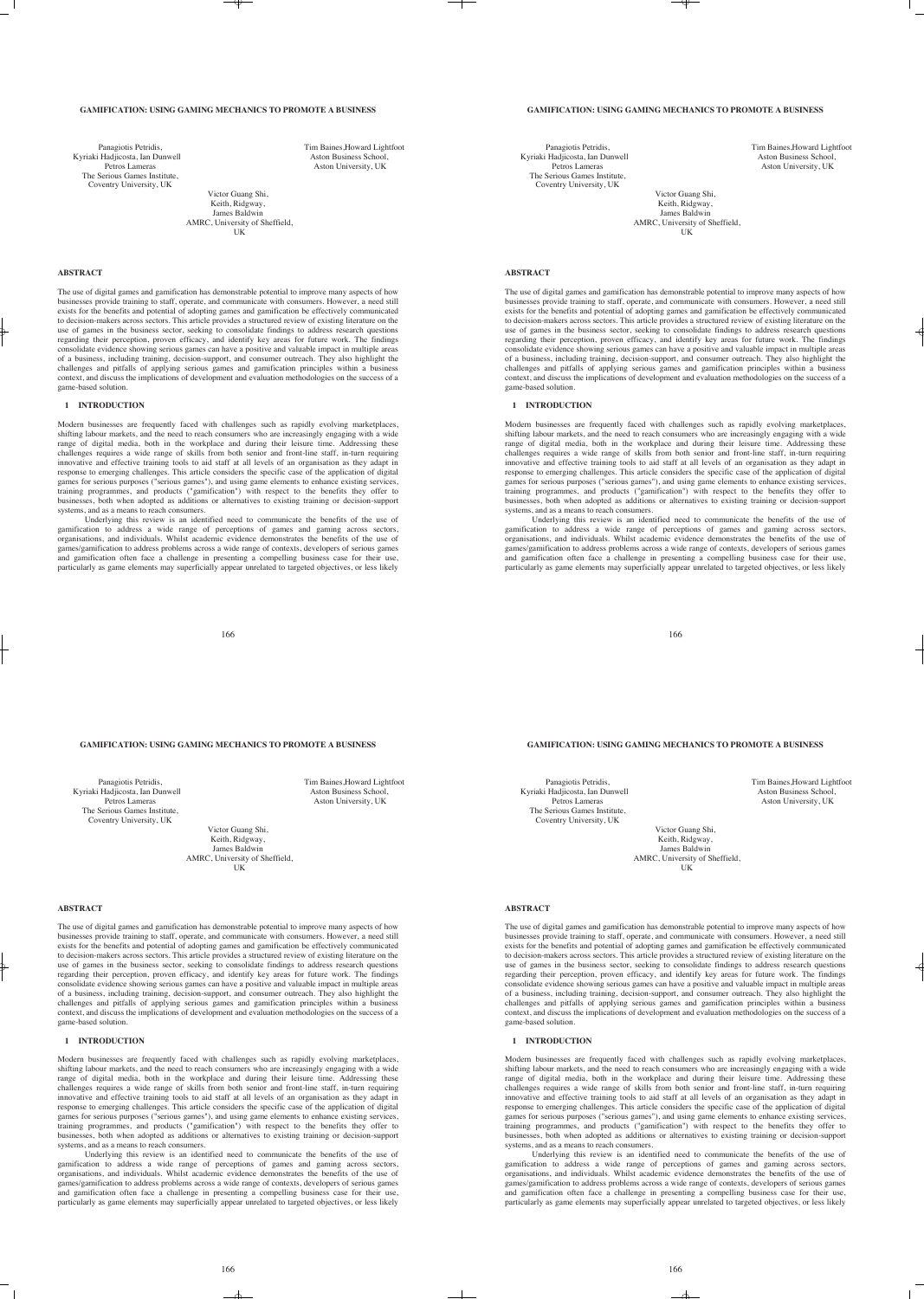# GAMIFICATION: USING GAMING MECHANICS TO PROMOTE A BUSINESS

Panagiotis Petridis,
Kyriaki Hadjicosta, Ian Dunwell
Petros Lameras
The Serious Games Institute,
Coventry University, UK

Tim Baines,Howard Lightfoot
Aston Business School,
Aston University, UK

Victor Guang Shi,
Keith, Ridgway,
James Baldwin
AMRC, University of Sheffield,
UK

## ABSTRACT

The use of digital games and gamification has demonstrable potential to improve many aspects of how businesses provide training to staff, operate, and communicate with consumers. However, a need still exists for the benefits and potential of adopting games and gamification be effectively communicated to decision-makers across sectors. This article provides a structured review of existing literature on the use of games in the business sector, seeking to consolidate findings to address research questions regarding their perception, proven efficacy, and identify key areas for future work. The findings consolidate evidence showing serious games can have a positive and valuable impact in multiple areas of a business, including training, decision-support, and consumer outreach. They also highlight the challenges and pitfalls of applying serious games and gamification principles within a business context, and discuss the implications of development and evaluation methodologies on the success of a game-based solution.

## 1 INTRODUCTION

Modern businesses are frequently faced with challenges such as rapidly evolving marketplaces, shifting labour markets, and the need to reach consumers who are increasingly engaging with a wide range of digital media, both in the workplace and during their leisure time. Addressing these challenges requires a wide range of skills from both senior and front-line staff, in-turn requiring innovative and effective training tools to aid staff at all levels of an organisation as they adapt in response to emerging challenges. This article considers the specific case of the application of digital games for serious purposes ("serious games"), and using game elements to enhance existing services, training programmes, and products ("gamification") with respect to the benefits they offer to businesses, both when adopted as additions or alternatives to existing training or decision-support systems, and as a means to reach consumers.

Underlying this review is an identified need to communicate the benefits of the use of gamification to address a wide range of perceptions of games and gaming across sectors, organisations, and individuals. Whilst academic evidence demonstrates the benefits of the use of games/gamification to address problems across a wide range of contexts, developers of serious games and gamification often face a challenge in presenting a compelling business case for their use, particularly as game elements may superficially appear unrelated to targeted objectives, or less likely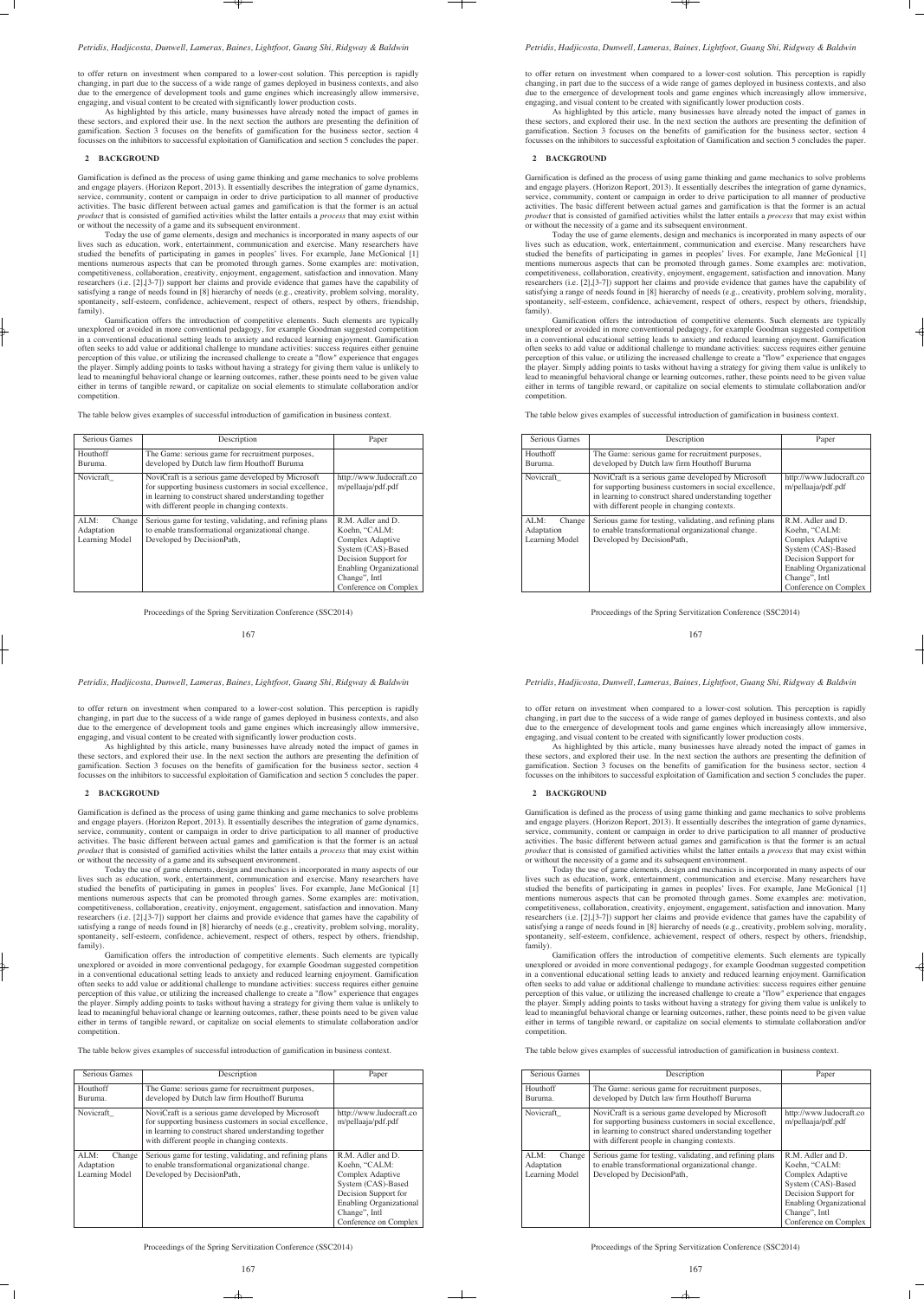to offer return on investment when compared to a lower-cost solution. This perception is rapidly changing, in part due to the success of a wide range of games deployed in business contexts, and also due to the emergence of development tools and game engines which increasingly allow immersive, engaging, and visual content to be created with significantly lower production costs.

As highlighted by this article, many businesses have already noted the impact of games in these sectors, and explored their use. In the next section the authors are presenting the definition of gamification. Section 3 focuses on the benefits of gamification for the business sector, section 4 focusses on the inhibitors to successful exploitation of Gamification and section 5 concludes the paper.

## 2 BACKGROUND

Gamification is defined as the process of using game thinking and game mechanics to solve problems and engage players. (Horizon Report, 2013). It essentially describes the integration of game dynamics, service, community, content or campaign in order to drive participation to all manner of productive activities. The basic different between actual games and gamification is that the former is an actual *product* that is consisted of gamified activities whilst the latter entails a *process* that may exist within or without the necessity of a game and its subsequent environment.

Today the use of game elements, design and mechanics is incorporated in many aspects of our lives such as education, work, entertainment, communication and exercise. Many researchers have studied the benefits of participating in games in peoples' lives. For example, Jane McGonical [1] mentions numerous aspects that can be promoted through games. Some examples are: motivation, competitiveness, collaboration, creativity, enjoyment, engagement, satisfaction and innovation. Many researchers (i.e. [2],[3-7]) support her claims and provide evidence that games have the capability of satisfying a range of needs found in [8] hierarchy of needs (e.g., creativity, problem solving, morality, spontaneity, self-esteem, confidence, achievement, respect of others, respect by others, friendship, family).

Gamification offers the introduction of competitive elements. Such elements are typically unexplored or avoided in more conventional pedagogy, for example Goodman suggested competition in a conventional educational setting leads to anxiety and reduced learning enjoyment. Gamification often seeks to add value or additional challenge to mundane activities: success requires either genuine perception of this value, or utilizing the increased challenge to create a "flow" experience that engages the player. Simply adding points to tasks without having a strategy for giving them value is unlikely to lead to meaningful behavioral change or learning outcomes, rather, these points need to be given value either in terms of tangible reward, or capitalize on social elements to stimulate collaboration and/or competition.

The table below gives examples of successful introduction of gamification in business context.

| Serious Games | Description | Paper |
|---|---|---|
| Houthoff Buruma. | The Game: serious game for recruitment purposes, developed by Dutch law firm Houthoff Buruma | |
| Novicraft_ | NoviCraft is a serious game developed by Microsoft for supporting business customers in social excellence, in learning to construct shared understanding together with different people in changing contexts. | http://www.ludocraft.com/pellaaja/pdf.pdf |
| ALM: Change Adaptation Learning Model | Serious game for testing, validating, and refining plans to enable transformational organizational change. Developed by DecisionPath, | R.M. Adler and D. Koehn, "CALM: Complex Adaptive System (CAS)-Based Decision Support for Enabling Organizational Change", Intl Conference on Complex |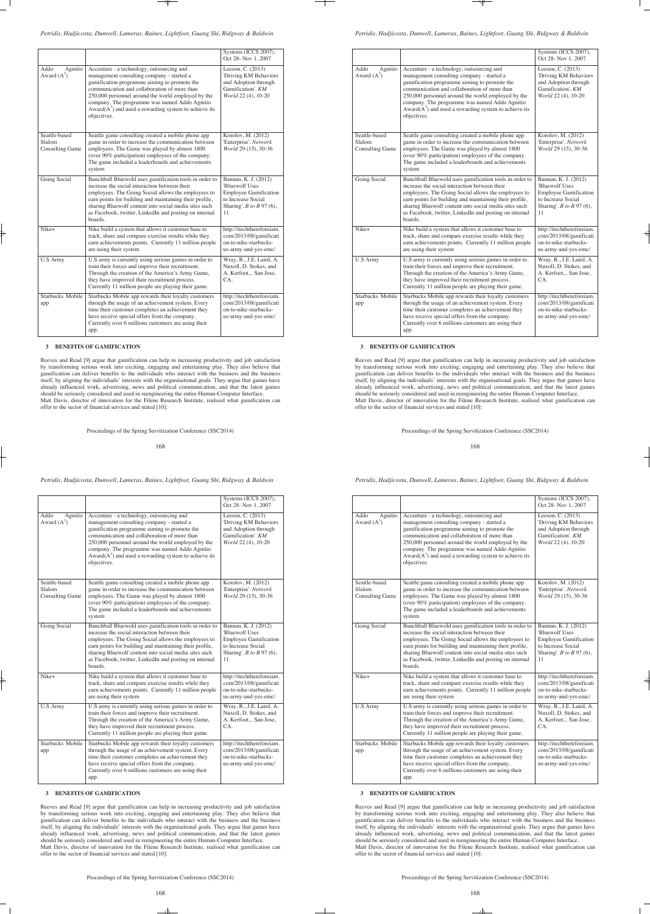| | | Systems (ICCS 2007), Oct 28- Nov 1, 2007 |
|---|---|---|
| Addo Agnitio Award ($A^3$) | Accenture - a technology, outsourcing and management consulting company - started a gamification programme aiming to promote the communication and collaboration of more than 250,000 personnel around the world employed by the company. The programme was named Addo Agnitio Award($A^3$) and used a rewarding system to achieve its objectives. | Leeson, C. (2013) 'Driving KM Behaviors and Adoption through Gamification'. *KM World* 22 (4), 10-20 |
| Seattle-based Slalom Consulting Game | Seattle game consulting created a mobile phone app game in order to increase the communication between employees. The Game was played by almost 1800 (over 90% participation) employees of the company. The game included a leaderboards and achievements system | Korolov, M. (2012) 'Enterprise'. *Network World* 29 (15), 30-36 |
| Going Social | Bunchball Bluewold uses gamification tools in order to increase the social interaction between their employees. The Going Social allows the employees to earn points for building and maintaining their profile, sharing Bluewolf content into social media sites such as Facebook, twitter, LinkedIn and posting on internal boards. | Bannan, K. J. (2012) 'Bluewolf Uses Employee Gamification to Increase Social Sharing'. *B to B* 97 (6), 11 |
| Nike+ | Nike build a system that allows it customer base to track, share and compare exercise results while they earn achievements points. Currently 11 million people are using their system | http://itechthereforeiam.com/2013/08/gamification-to-nike-starbucks-us-army-and-yes-emc/ |
| U.S Army | U.S army is currently using serious games in order to train their forces and improve their recruitment. Through the creation of the America's Army Game, they have improved their recruitment process. Currently 11 million people are playing their game. | Wray, R., J.E. Laird, A. Nuxoll, D. Stokes, and A. Kerfoot,.. San Jose, CA. |
| Starbucks Mobile app | Starbucks Mobile app rewards their loyalty customers through the usage of an achievement system. Every time their customer completes an achievement they have receive special offers from the company. Currently over 6 millions customers are using their app. | http://itechthereforeiam.com/2013/08/gamification-to-nike-starbucks-us-army-and-yes-emc/ |

## 3 BENEFITS OF GAMIFICATION

Reeves and Read [9] argue that gamification can help in increasing productivity and job satisfaction by transforming serious work into exciting, engaging and entertaining play. They also believe that gamification can deliver benefits to the individuals who interact with the business and the business itself, by aligning the individuals' interests with the organisational goals. They argue that games have already influenced work, advertising, news and political communication, and that the latest games should be seriously considered and used in reengineering the entire Human-Computer Interface.
Matt Davis, director of innovation for the Filene Research Institute, realised what gamification can offer to the sector of financial services and stated [10]: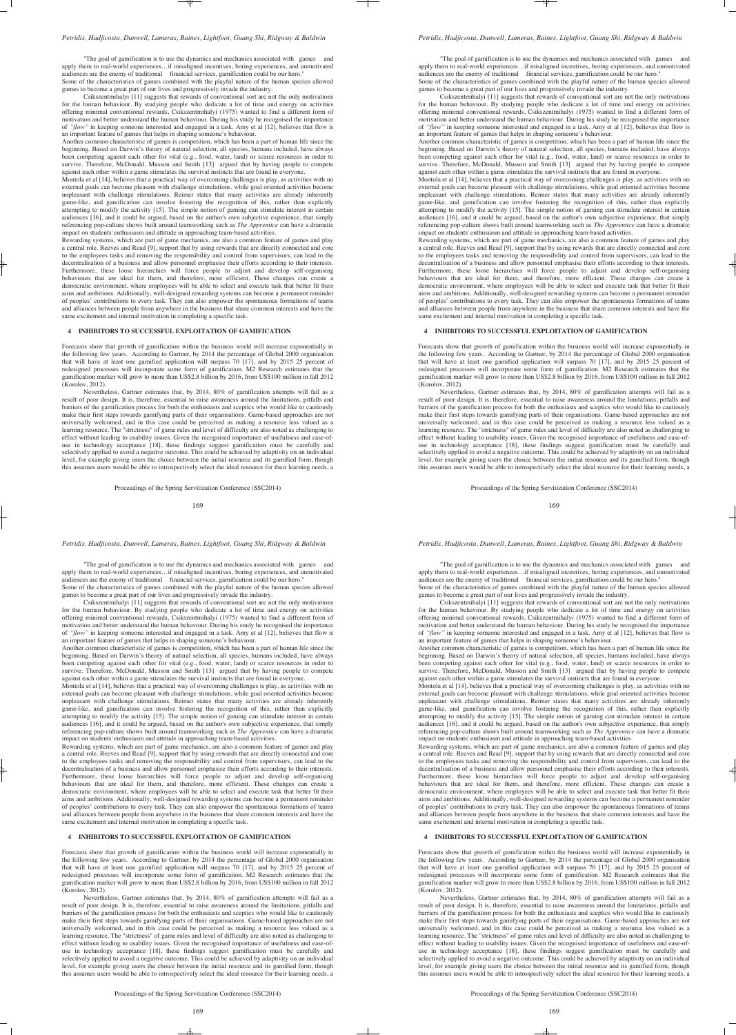"The goal of gamification is to use the dynamics and mechanics associated with games and apply them to real-world experiences…if misaligned incentives, boring experiences, and unmotivated audiences are the enemy of traditional financial services, gamification could be our hero."

Some of the characteristics of games combined with the playful nature of the human species allowed games to become a great part of our lives and progressively invade the industry.

Csikszentmihalyi [11] suggests that rewards of conventional sort are not the only motivations for the human behaviour. By studying people who dedicate a lot of time and energy on activities offering minimal conventional rewards, Csikszentmihalyi (1975) wanted to find a different form of motivation and better understand the human behaviour. During his study he recognised the importance of *"flow"* in keeping someone interested and engaged in a task. Amy et al [12], believes that flow is an important feature of games that helps in shaping someone's behaviour.

Another common characteristic of games is competition, which has been a part of human life since the beginning. Based on Darwin's theory of natural selection, all species, humans included, have always been competing against each other for vital (e.g., food, water, land) or scarce resources in order to survive. Therefore, McDonald, Musson and Smith [13] argued that by having people to compete against each other within a game stimulates the survival instincts that are found in everyone.

Montola et al [14], believes that a practical way of overcoming challenges is play, as activities with no external goals can become pleasant with challenge stimulations, while goal oriented activities become unpleasant with challenge stimulations. Reimer states that many activities are already inherently game-like, and gamification can involve fostering the recognition of this, rather than explicitly attempting to modify the activity [15]. The simple notion of gaming can stimulate interest in certain audiences [16], and it could be argued, based on the author's own subjective experience, that simply referencing pop-culture shows built around teamworking such as *The Apprentice* can have a dramatic impact on students' enthusiasm and attitude in approaching team-based activities.

Rewarding systems, which are part of game mechanics, are also a common feature of games and play a central role. Reeves and Read [9], support that by using rewards that are directly connected and core to the employees tasks and removing the responsibility and control from supervisors, can lead to the decentralisation of a business and allow personnel emphasise their efforts according to their interests. Furthermore, these loose hierarchies will force people to adjust and develop self-organising behaviours that are ideal for them, and therefore, more efficient. These changes can create a democratic environment, where employees will be able to select and execute task that better fit their aims and ambitions. Additionally, well-designed rewarding systems can become a permanent reminder of peoples' contributions to every task. They can also empower the spontaneous formations of teams and alliances between people from anywhere in the business that share common interests and have the same excitement and internal motivation in completing a specific task.

## 4 INHIBITORS TO SUCCESSFUL EXPLOITATION OF GAMIFICATION

Forecasts show that growth of gamification within the business world will increase exponentially in the following few years. According to Gartner, by 2014 the percentage of Global 2000 organisation that will have at least one gamified application will surpass 70 [17], and by 2015 25 percent of redesigned processes will incorporate some form of gamification. M2 Research estimates that the gamification marker will grow to more than US$2.8 billion by 2016, from US$100 million in fall 2012 (Korolov, 2012).

Nevertheless, Gartner estimates that, by 2014, 80% of gamification attempts will fail as a result of poor design. It is, therefore, essential to raise awareness around the limitations, pitfalls and barriers of the gamification process for both the enthusiasts and sceptics who would like to cautiously make their first steps towards gamifying parts of their organisations. Game-based approaches are not universally welcomed, and in this case could be perceived as making a resource less valued as a learning resource. The "strictness" of game rules and level of difficulty are also noted as challenging to effect without leading to usability issues. Given the recognised importance of usefulness and ease-of-use in technology acceptance [18], these findings suggest gamification must be carefully and selectively applied to avoid a negative outcome. This could be achieved by adaptivity on an individual level, for example giving users the choice between the initial resource and its gamified form, though this assumes users would be able to introspectively select the ideal resource for their learning needs, a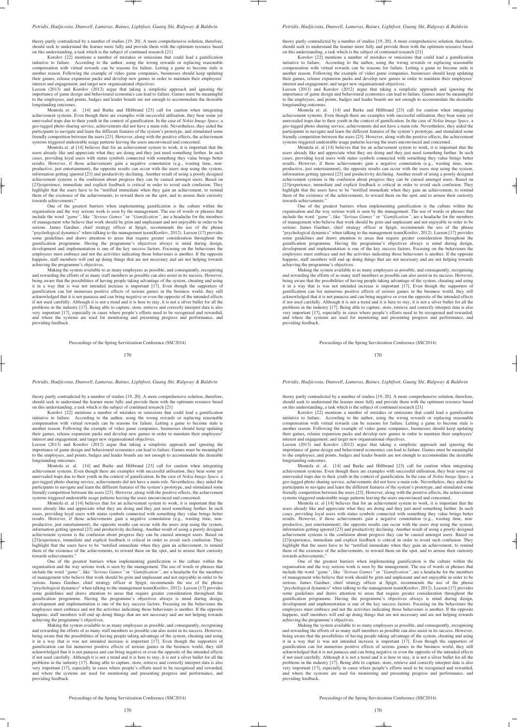theory partly contradicted by a number of studies [19, 20]. A more comprehensive solution, therefore, should seek to understand the learner more fully and provide them with the optimum resource based on this understanding, a task which is the subject of continued research [21]

Korolov [22] mentions a number of mistakes or omissions that could lead a gamification initiative to failure. According to the author, using the wrong rewards or replacing reasonable compensation with virtual rewards can be reasons for failure. Letting a game to become stale is another reason. Following the example of video game companies, businesses should keep updating their games, release expansion packs and develop new games in order to maintain their employees' interest and engagement; and target new organisational objectives.

Leeson (2013) and Korolov (2012) argue that taking a simplistic approach and ignoring the importance of game design and behavioural economics can lead to failure. Games must be meaningful to the employees, and points, badges and leader boards are not enough to accommodate the desirable longstanding outcomes.

Montola et. al. [14] and Burke and Hiltbrand [23] call for caution when integrating achievement systems. Even though there are examples with successful utilisation, they bear some yet unrevealed traps due to their youth in the context of gamification. In the case of *Nokia Image Space*, a geo-tagged photo sharing service, achievements did not have a main role. Nevertheless, they aided the participants to navigate and learn the different features of the system's prototype, and stimulated some friendly competition between the users [23]. However, along with the positive effects, the achievement systems triggered undesirable usage patterns leaving the users unconvinced and concerned.

Montola et. al [14] believes that for an achievement system to work, it is important that the users already like and appreciate what they are doing and they just need something further. In such cases, providing loyal users with status symbols connected with something they value brings better results. However, if those achievements gain a negative connotation (e.g., wasting time, non-productive, just entertainment), the opposite results can occur with the users stop using the system, information getting ignored [23] and productivity declining. Another result of using a poorly designed achievement systems is the confusion about progress they can be caused amongst users. Based on [23]experience, immediate and explicit feedback is critical in order to avoid such confusion. They highlight that the users have to be "notified immediate when they gain an achievement, to remind them of the existence of the achievements, to reward them on the spot, and to arouse their curiosity towards achievements."

One of the greatest barriers when implementing gamification is the culture within the organisation and the way serious work is seen by the management. The use of words or phrases that include the word *"game"*, like *"Serious Games"* or *"Gamification"*, are a headache for the members of management who believe that work should be grim and unpleasant and not enjoyable in order to be serious. James Gardner, chief strategy officer at Spigit, recommends the use of the phrase "psychological dynamics" when talking to the management team(Korilov, 2012). Leeson [17] provides some guidelines and draws attention to areas that require greater consideration throughout the gamification programme. Having the programme's objectives always is mind during design, development and implementation is one of the key success factors. Focusing on the behaviours the employees must embrace and not the activities indicating those behaviours is another. If the opposite happens, staff members will end up doing things that are not necessary and are not helping towards achieving the programme's objectives.

Making the system available to as many employees as possible, and consequently, recognising and rewarding the efforts of as many staff members as possible can also assist in its success. However, being aware that the possibilities of having people taking advantage of the system, cheating and using it in a way that is was not intended increase is important [17]. Even though the supporters of gamification can list numerous positive effects of serious games in the business world, they still acknowledged that it is not panacea and can bring negative or even the opposite of the intended effects if not used carefully. Although it is not a trend and it is here to stay, it is not a silver bullet for all the problems in the industry [17]. Being able to capture, store, retrieve and correctly interpret data is also very important [17], especially in cases where people's efforts need to be recognised and rewarded, and where the systems are used for monitoring and presenting progress and performance, and providing feedback.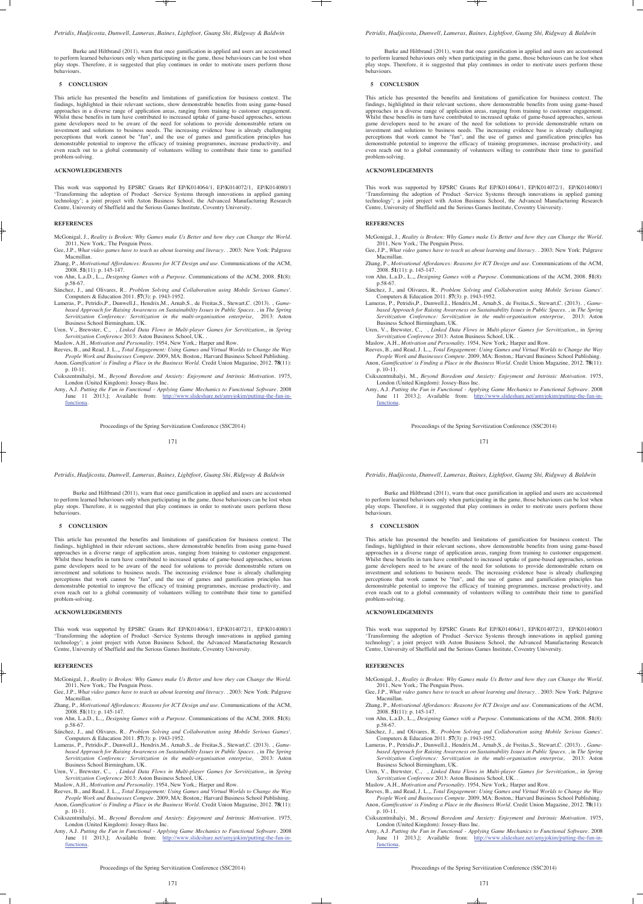Burke and Hiltbrand (2011), warn that once gamification in applied and users are accustomed to perform learned behaviours only when participating in the game, those behaviours can be lost when play stops. Therefore, it is suggested that play continues in order to motivate users perform those behaviours.

## 5 CONCLUSION

This article has presented the benefits and limitations of gamification for business context. The findings, highlighted in their relevant sections, show demonstrable benefits from using game-based approaches in a diverse range of application areas, ranging from training to customer engagement. Whilst these benefits in turn have contributed to increased uptake of game-based approaches, serious game developers need to be aware of the need for solutions to provide demonstrable return on investment and solutions to business needs. The increasing evidence base is already challenging perceptions that work cannot be "fun", and the use of games and gamification principles has demonstrable potential to improve the efficacy of training programmes, increase productivity, and even reach out to a global community of volunteers willing to contribute their time to gamified problem-solving.

## ACKNOWLEDGEMENTS

This work was supported by EPSRC Grants Ref EP/K014064/1, EP/K014072/1, EP/K014080/1 'Transforming the adoption of Product -Service Systems through innovations in applied gaming technology'; a joint project with Aston Business School, the Advanced Manufacturing Research Centre, University of Sheffield and the Serious Games Institute, Coventry University.

## REFERENCES

- McGonigal, J., *Reality is Broken: Why Games make Us Better and how they can Change the World*. 2011, New York,: The Penguin Press.
- Gee, J.P., *What video games have to teach us about learning and literacy*. . 2003: New York: Palgrave Macmillan.
- Zhang, P., *Motivational Affordances: Reasons for ICT Design and use*. Communications of the ACM, 2008. **51**(11): p. 145-147.
- von Ahn, L.a.D., L.., *Designing Games with a Purpose*. Communications of the ACM, 2008. **51**(8): p.58-67.
- Sánchez, J., and Olivares, R.. *Problem Solving and Collaboration using Mobile Serious Games'*. Computers & Education 2011. **57**(3): p. 1943-1952.
- Lameras, P., Petridis,P., Dunwell,I., Hendrix,M., Arnab,S., de Freitas,S., Stewart,C. (2013). , *Game-based Approach for Raising Awareness on Sustainability Issues in Public Spaces.* , in *The Spring Servitization Conference: Servitization in the multi-organisation enterprise,* 2013: Aston Business School Birmingham, UK.
- Uren, V., Brewster, C., , *Linked Data Flows in Multi-player Games for Servitization,*, in *Spring Servitization Conference* 2013: Aston Business School, UK. .
- Maslow, A.H., *Motivation and Personality*. 1954, New York,: Harper and Row.
- Reeves, B., and Read, J. L.., *Total Engagement: Using Games and Virtual Worlds to Change the Way People Work and Businesses Compete*. 2009, MA: Boston,: Harvard Business School Publishing.
- Anon, *Gamification' is Finding a Place in the Business World*. Credit Union Magazine, 2012. **78**(11): p. 10-11.
- Csikszentmihalyi, M., *Beyond Boredom and Anxiety: Enjoyment and Intrinsic Motivation*. 1975, London (United Kingdom): Jossey-Bass Inc.
- Amy, A.J. *Putting the Fun in Functional - Applying Game Mechanics to Functional Software*. 2008 June 11 2013,]; Available from: http://www.slideshare.net/amyjokim/putting-the-fun-in-functiona.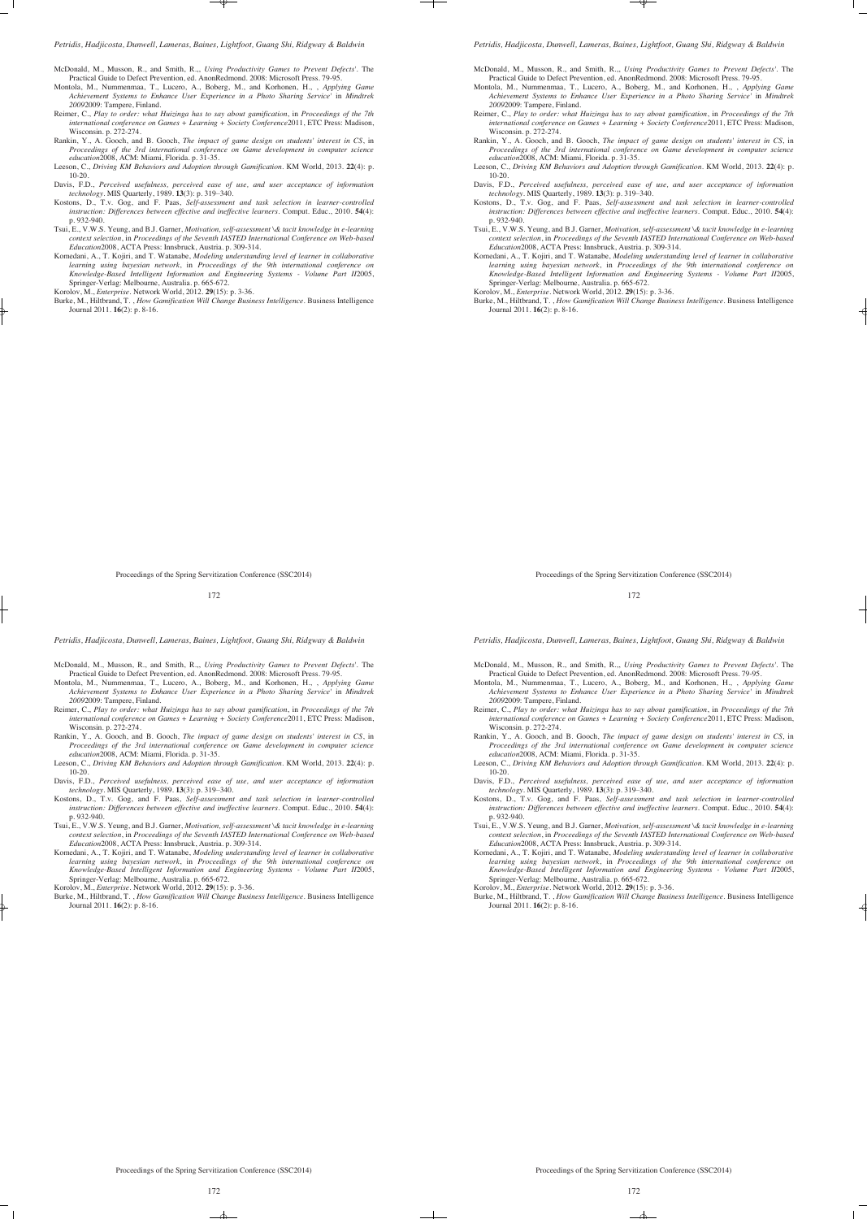McDonald, M., Musson, R., and Smith, R.,, *Using Productivity Games to Prevent Defects'*. The Practical Guide to Defect Prevention, ed. AnonRedmond. 2008: Microsoft Press. 79-95.

Montola, M., Nummenmaa, T., Lucero, A., Boberg, M., and Korhonen, H., , *Applying Game Achievement Systems to Enhance User Experience in a Photo Sharing Service'* in *Mindtrek 2009*2009: Tampere, Finland.

Reimer, C., *Play to order: what Huizinga has to say about gamification*, in *Proceedings of the 7th international conference on Games + Learning + Society Conference*2011, ETC Press: Madison, Wisconsin. p. 272-274.

Rankin, Y., A. Gooch, and B. Gooch, *The impact of game design on students' interest in CS*, in *Proceedings of the 3rd international conference on Game development in computer science education*2008, ACM: Miami, Florida. p. 31-35.

Leeson, C., *Driving KM Behaviors and Adoption through Gamification*. KM World, 2013. **22**(4): p. 10-20.

Davis, F.D., *Perceived usefulness, perceived ease of use, and user acceptance of information technology*. MIS Quarterly, 1989. **13**(3): p. 319–340.

Kostons, D., T.v. Gog, and F. Paas, *Self-assessment and task selection in learner-controlled instruction: Differences between effective and ineffective learners*. Comput. Educ., 2010. **54**(4): p. 932-940.

Tsui, E., V.W.S. Yeung, and B.J. Garner, *Motivation, self-assessment \& tacit knowledge in e-learning context selection*, in *Proceedings of the Seventh IASTED International Conference on Web-based Education*2008, ACTA Press: Innsbruck, Austria. p. 309-314.

Komedani, A., T. Kojiri, and T. Watanabe, *Modeling understanding level of learner in collaborative learning using bayesian network*, in *Proceedings of the 9th international conference on Knowledge-Based Intelligent Information and Engineering Systems - Volume Part II*2005, Springer-Verlag: Melbourne, Australia. p. 665-672.

Korolov, M., *Enterprise*. Network World, 2012. **29**(15): p. 3-36.

Burke, M., Hiltbrand, T. , *How Gamification Will Change Business Intelligence*. Business Intelligence Journal 2011. **16**(2): p. 8-16.